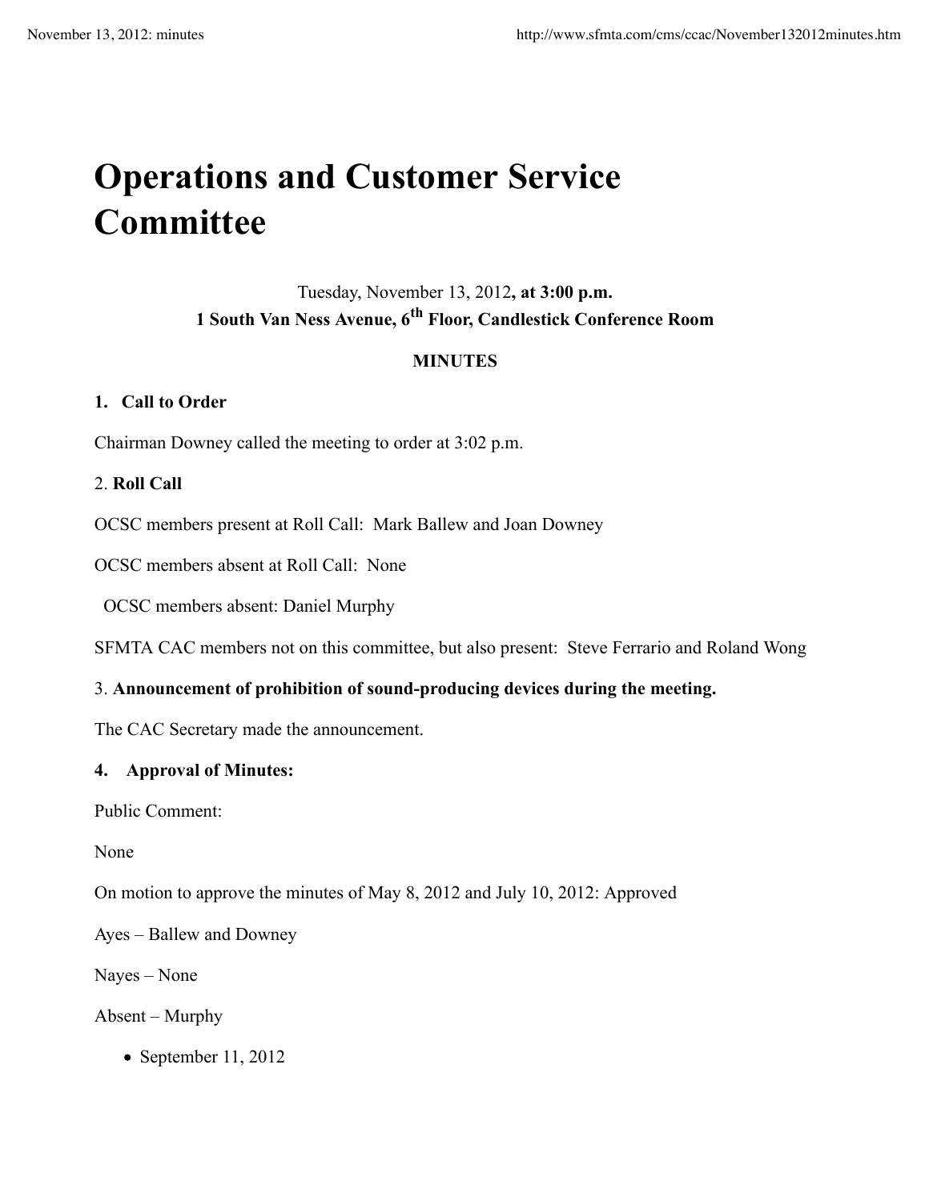# Operations and Customer Service Committee

Tuesday, November 13, 2012**, at 3:00 p.m.**
**1 South Van Ness Avenue, 6th Floor, Candlestick Conference Room**

**MINUTES**

**1. Call to Order**

Chairman Downey called the meeting to order at 3:02 p.m.

2. **Roll Call**

OCSC members present at Roll Call: Mark Ballew and Joan Downey

OCSC members absent at Roll Call: None

OCSC members absent: Daniel Murphy

SFMTA CAC members not on this committee, but also present: Steve Ferrario and Roland Wong

3. **Announcement of prohibition of sound-producing devices during the meeting.**

The CAC Secretary made the announcement.

**4. Approval of Minutes:**

Public Comment:

None

On motion to approve the minutes of May 8, 2012 and July 10, 2012: Approved

Ayes – Ballew and Downey

Nayes – None

Absent – Murphy

- September 11, 2012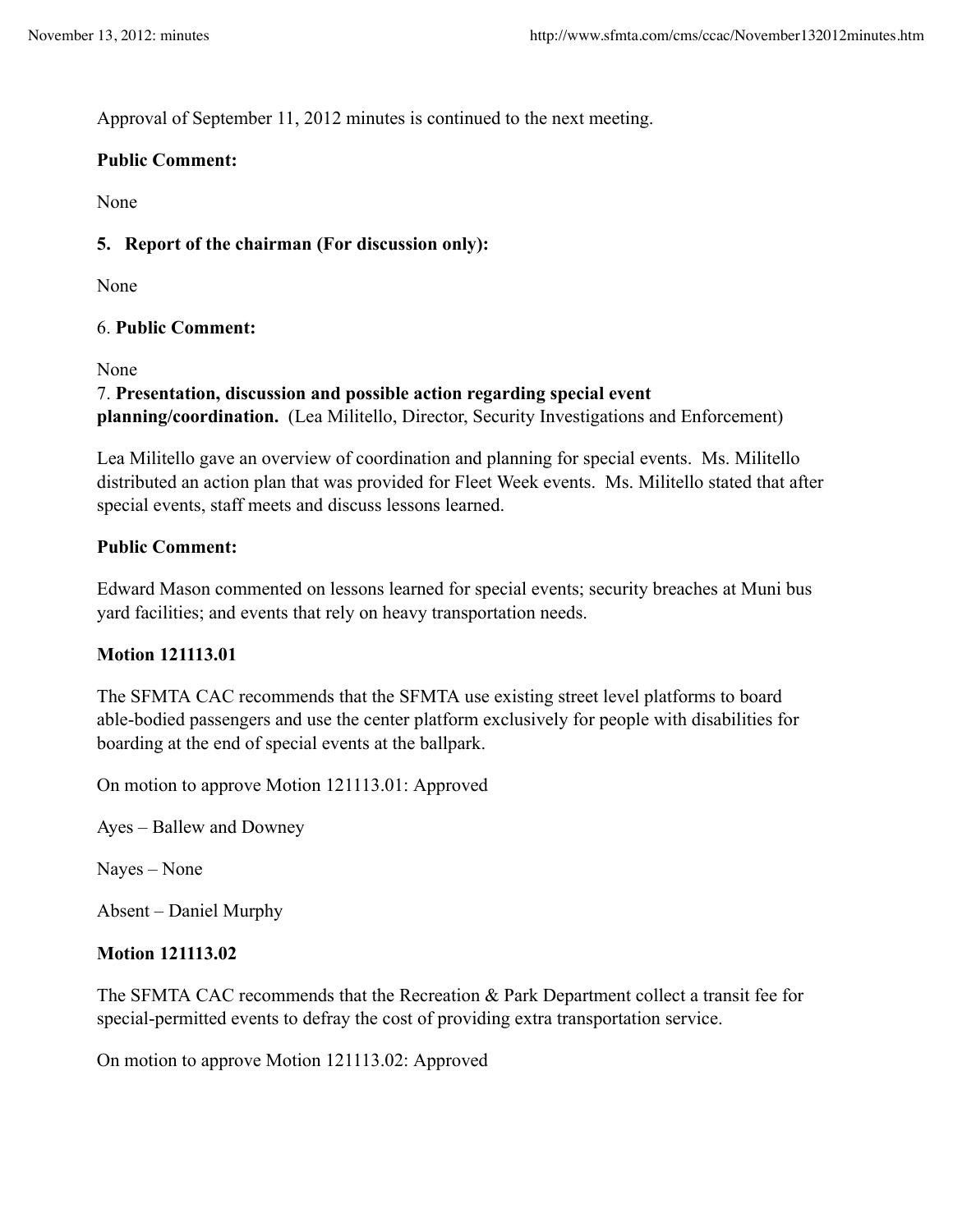Approval of September 11, 2012 minutes is continued to the next meeting.

**Public Comment:**

None

**5. Report of the chairman (For discussion only):**

None

6. **Public Comment:**

None

7. **Presentation, discussion and possible action regarding special event planning/coordination.** (Lea Militello, Director, Security Investigations and Enforcement)

Lea Militello gave an overview of coordination and planning for special events. Ms. Militello distributed an action plan that was provided for Fleet Week events. Ms. Militello stated that after special events, staff meets and discuss lessons learned.

**Public Comment:**

Edward Mason commented on lessons learned for special events; security breaches at Muni bus yard facilities; and events that rely on heavy transportation needs.

**Motion 121113.01**

The SFMTA CAC recommends that the SFMTA use existing street level platforms to board able-bodied passengers and use the center platform exclusively for people with disabilities for boarding at the end of special events at the ballpark.

On motion to approve Motion 121113.01: Approved

Ayes – Ballew and Downey

Nayes – None

Absent – Daniel Murphy

**Motion 121113.02**

The SFMTA CAC recommends that the Recreation & Park Department collect a transit fee for special-permitted events to defray the cost of providing extra transportation service.

On motion to approve Motion 121113.02: Approved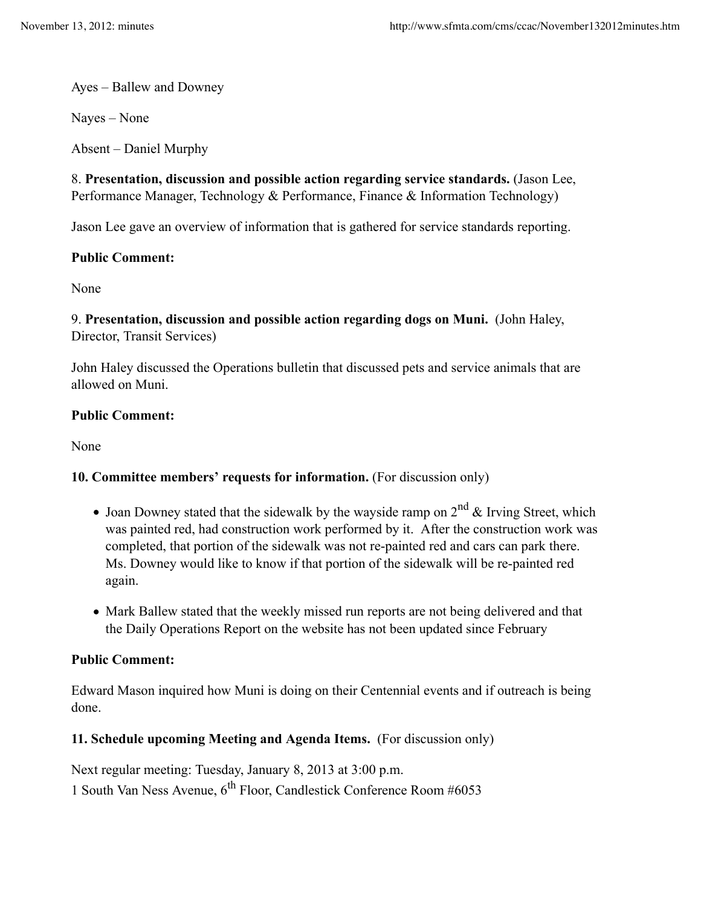Ayes – Ballew and Downey

Nayes – None

Absent – Daniel Murphy

8. **Presentation, discussion and possible action regarding service standards.** (Jason Lee, Performance Manager, Technology & Performance, Finance & Information Technology)

Jason Lee gave an overview of information that is gathered for service standards reporting.

**Public Comment:**

None

9. **Presentation, discussion and possible action regarding dogs on Muni.** (John Haley, Director, Transit Services)

John Haley discussed the Operations bulletin that discussed pets and service animals that are allowed on Muni.

**Public Comment:**

None

**10. Committee members' requests for information.** (For discussion only)

- Joan Downey stated that the sidewalk by the wayside ramp on 2nd & Irving Street, which was painted red, had construction work performed by it. After the construction work was completed, that portion of the sidewalk was not re-painted red and cars can park there. Ms. Downey would like to know if that portion of the sidewalk will be re-painted red again.
- Mark Ballew stated that the weekly missed run reports are not being delivered and that the Daily Operations Report on the website has not been updated since February

**Public Comment:**

Edward Mason inquired how Muni is doing on their Centennial events and if outreach is being done.

**11. Schedule upcoming Meeting and Agenda Items.** (For discussion only)

Next regular meeting: Tuesday, January 8, 2013 at 3:00 p.m.
1 South Van Ness Avenue, 6th Floor, Candlestick Conference Room #6053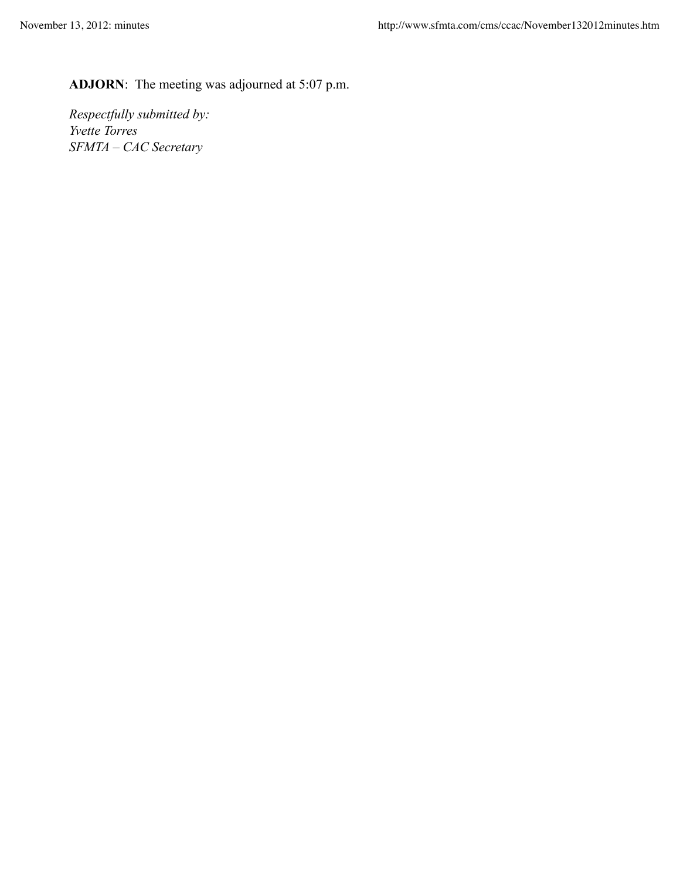**ADJORN**: The meeting was adjourned at 5:07 p.m.

*Respectfully submitted by:*
*Yvette Torres*
*SFMTA – CAC Secretary*